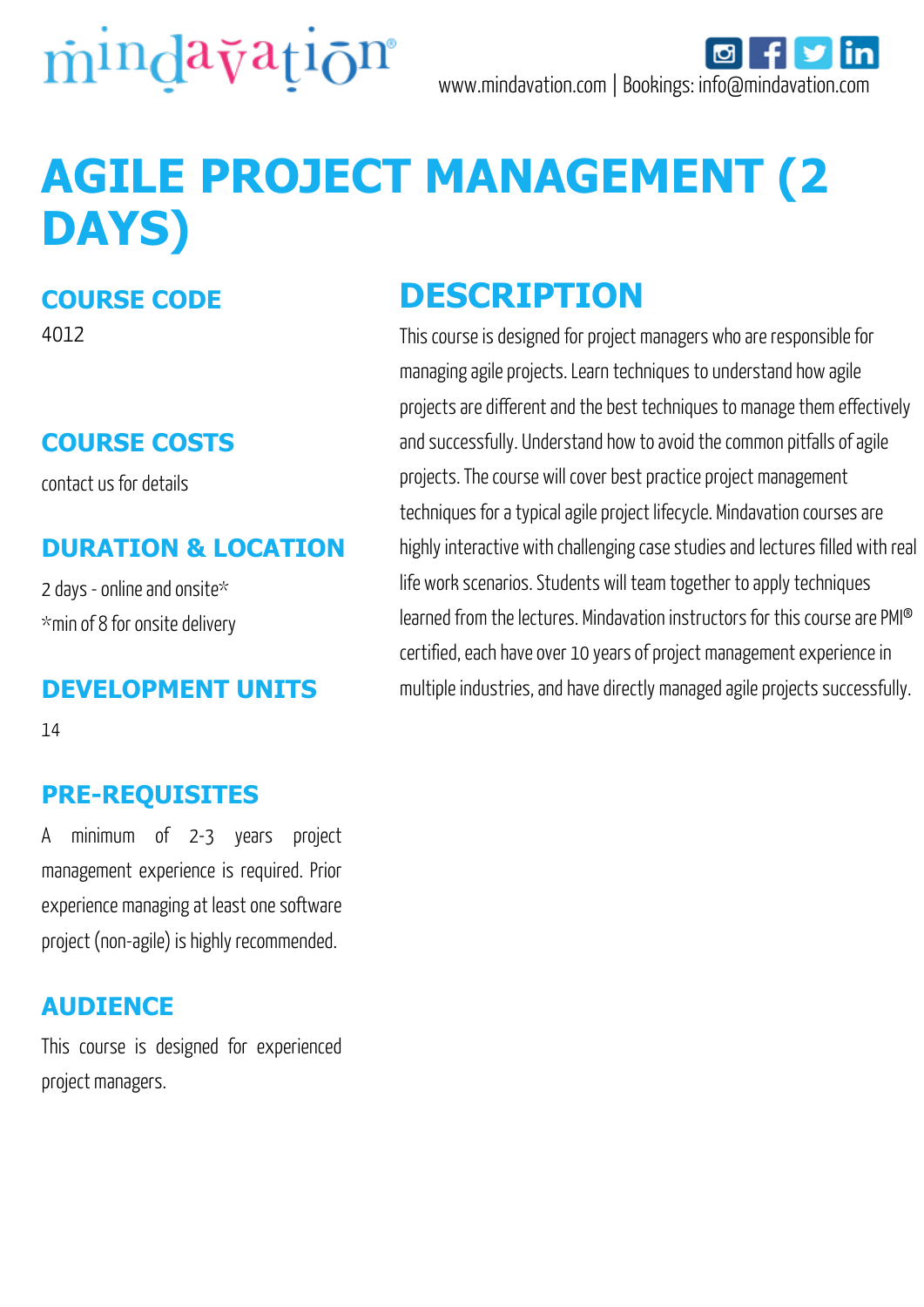mindavation®

www.mindavation.com | Bookings: info@mindavation.com

# AGILE PROJECT MANAGEMENT (2 DAYS)

## COURSE CODE

4012

## COURSE COSTS

contact us for details

## DURATION & LOCATION

2 days - online and onsite*

*min of 8 for onsite delivery

## DEVELOPMENT UNITS

14

## PRE-REQUISITES

A minimum of 2-3 years project management experience is required. Prior experience managing at least one software project (non-agile) is highly recommended.

## AUDIENCE

This course is designed for experienced project managers.

## DESCRIPTION

This course is designed for project managers who are responsible for managing agile projects. Learn techniques to understand how agile projects are different and the best techniques to manage them effectively and successfully. Understand how to avoid the common pitfalls of agile projects. The course will cover best practice project management techniques for a typical agile project lifecycle. Mindavation courses are highly interactive with challenging case studies and lectures filled with real life work scenarios. Students will team together to apply techniques learned from the lectures. Mindavation instructors for this course are PMI® certified, each have over 10 years of project management experience in multiple industries, and have directly managed agile projects successfully.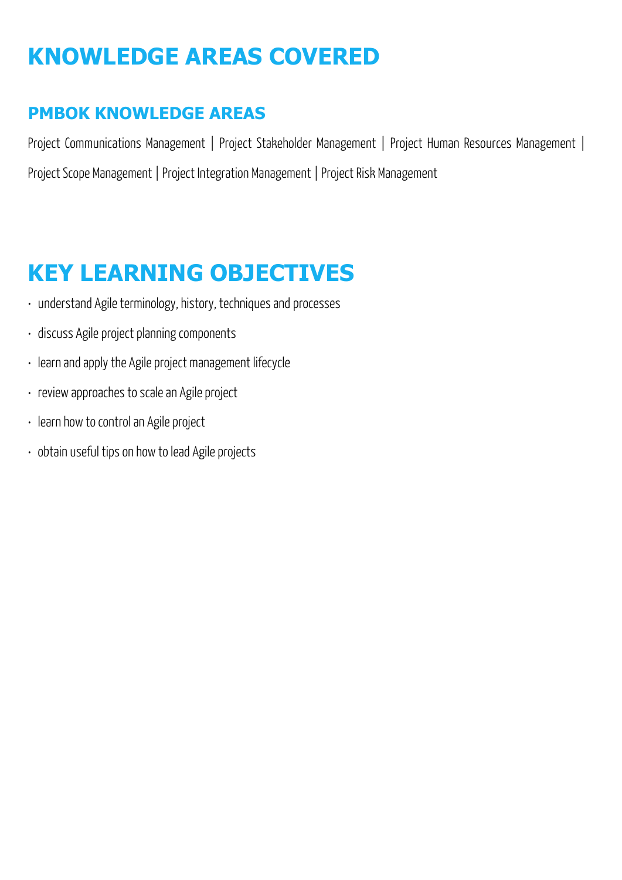# KNOWLEDGE AREAS COVERED

## PMBOK KNOWLEDGE AREAS

Project Communications Management | Project Stakeholder Management | Project Human Resources Management | Project Scope Management | Project Integration Management | Project Risk Management

# KEY LEARNING OBJECTIVES

- understand Agile terminology, history, techniques and processes
- discuss Agile project planning components
- learn and apply the Agile project management lifecycle
- review approaches to scale an Agile project
- learn how to control an Agile project
- obtain useful tips on how to lead Agile projects